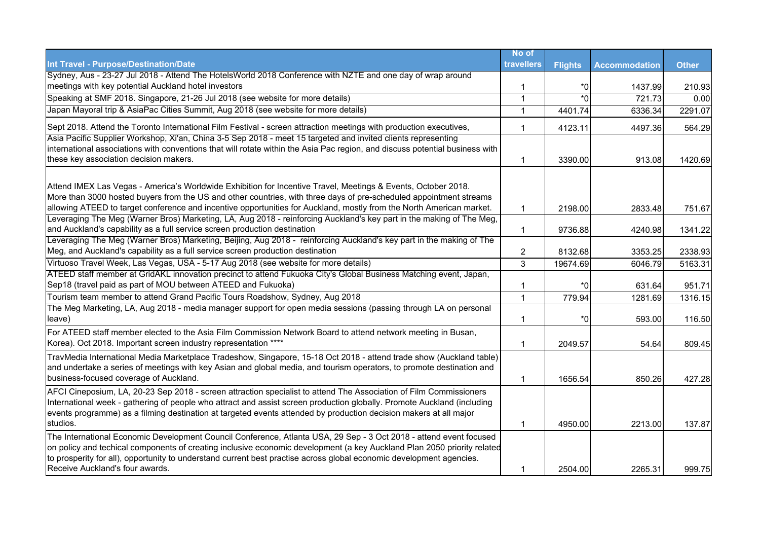| Int Travel - Purpose/Destination/Date | No of travellers | Flights | Accommodation | Other |
|---|---|---|---|---|
| Sydney, Aus - 23-27 Jul 2018 - Attend The HotelsWorld 2018 Conference with NZTE and one day of wrap around meetings with key potential Auckland hotel investors | 1 | *0 | 1437.99 | 210.93 |
| Speaking at SMF 2018. Singapore, 21-26 Jul 2018 (see website for more details) | 1 | *0 | 721.73 | 0.00 |
| Japan Mayoral trip & AsiaPac Cities Summit, Aug 2018 (see website for more details) | 1 | 4401.74 | 6336.34 | 2291.07 |
| Sept 2018. Attend the Toronto International Film Festival - screen attraction meetings with production executives, | 1 | 4123.11 | 4497.36 | 564.29 |
| Asia Pacific Supplier Workshop, Xi'an, China 3-5 Sep 2018 - meet 15 targeted and invited clients representing international associations with conventions that will rotate within the Asia Pac region, and discuss potential business with these key association decision makers. | 1 | 3390.00 | 913.08 | 1420.69 |
| Attend IMEX Las Vegas - America's Worldwide Exhibition for Incentive Travel, Meetings & Events, October 2018. More than 3000 hosted buyers from the US and other countries, with three days of pre-scheduled appointment streams allowing ATEED to target conference and incentive opportunities for Auckland, mostly from the North American market. | 1 | 2198.00 | 2833.48 | 751.67 |
| Leveraging The Meg (Warner Bros) Marketing, LA, Aug 2018 - reinforcing Auckland's key part in the making of The Meg, and Auckland's capability as a full service screen production destination | 1 | 9736.88 | 4240.98 | 1341.22 |
| Leveraging The Meg (Warner Bros) Marketing, Beijing, Aug 2018 - reinforcing Auckland's key part in the making of The Meg, and Auckland's capability as a full service screen production destination | 2 | 8132.68 | 3353.25 | 2338.93 |
| Virtuoso Travel Week, Las Vegas, USA - 5-17 Aug 2018 (see website for more details) | 3 | 19674.69 | 6046.79 | 5163.31 |
| ATEED staff member at GridAKL innovation precinct to attend Fukuoka City's Global Business Matching event, Japan, Sep18 (travel paid as part of MOU between ATEED and Fukuoka) | 1 | *0 | 631.64 | 951.71 |
| Tourism team member to attend Grand Pacific Tours Roadshow, Sydney, Aug 2018 | 1 | 779.94 | 1281.69 | 1316.15 |
| The Meg Marketing, LA, Aug 2018 - media manager support for open media sessions (passing through LA on personal leave) | 1 | *0 | 593.00 | 116.50 |
| For ATEED staff member elected to the Asia Film Commission Network Board to attend network meeting in Busan, Korea). Oct 2018. Important screen industry representation **** | 1 | 2049.57 | 54.64 | 809.45 |
| TravMedia International Media Marketplace Tradeshow, Singapore, 15-18 Oct 2018 - attend trade show (Auckland table) and undertake a series of meetings with key Asian and global media, and tourism operators, to promote destination and business-focused coverage of Auckland. | 1 | 1656.54 | 850.26 | 427.28 |
| AFCI Cineposium, LA, 20-23 Sep 2018 - screen attraction specialist to attend The Association of Film Commissioners International week - gathering of people who attract and assist screen production globally. Promote Auckland (including events programme) as a filming destination at targeted events attended by production decision makers at all major studios. | 1 | 4950.00 | 2213.00 | 137.87 |
| The International Economic Development Council Conference, Atlanta USA, 29 Sep - 3 Oct 2018 - attend event focused on policy and techical components of creating inclusive economic development (a key Auckland Plan 2050 priority related to prosperity for all), opportunity to understand current best practise across global economic development agencies. Receive Auckland's four awards. | 1 | 2504.00 | 2265.31 | 999.75 |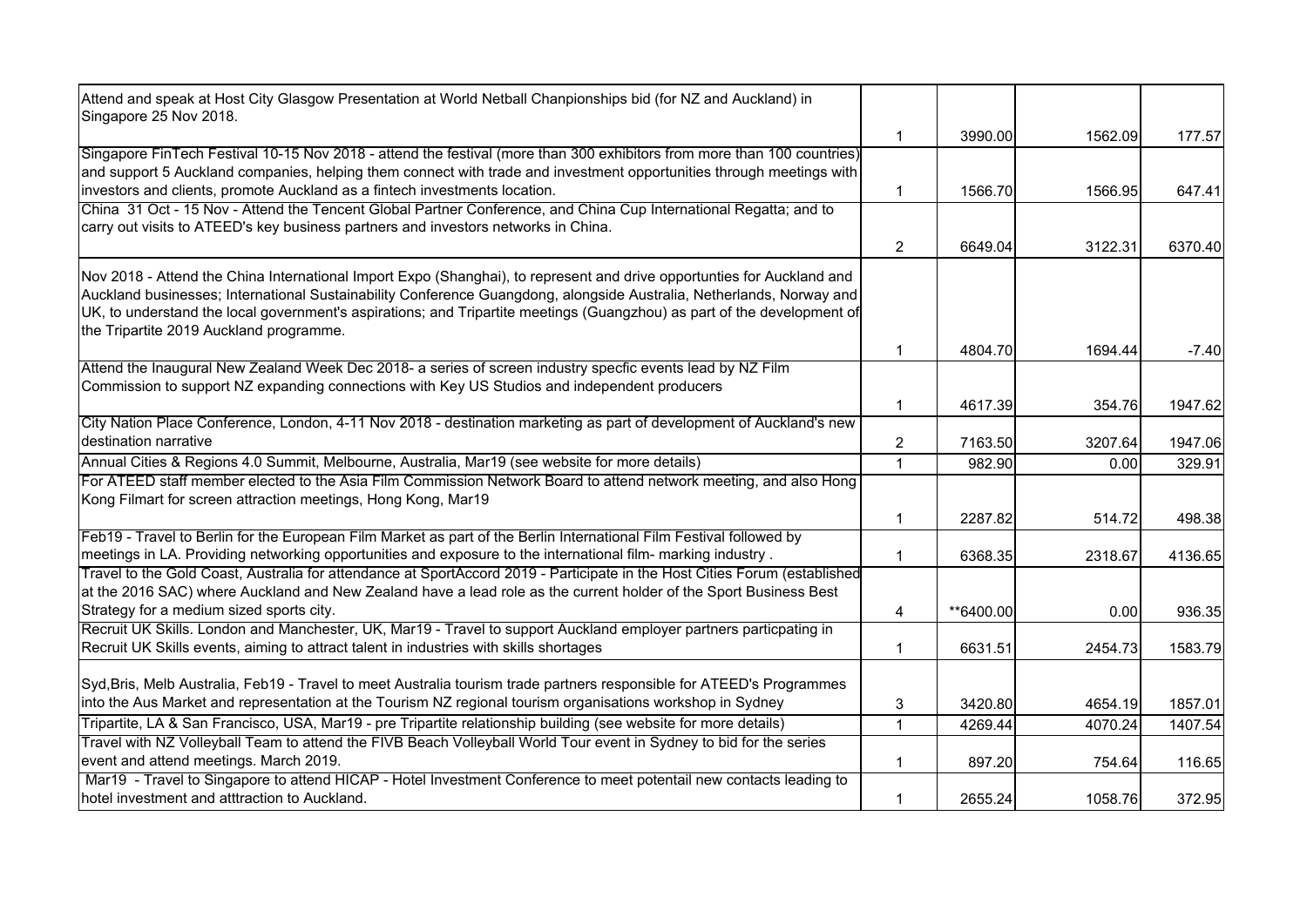| | | | | |
|---|---|---|---|---|
| Attend and speak at Host City Glasgow Presentation at World Netball Chanpionships bid (for NZ and Auckland) in Singapore 25 Nov 2018. | 1 | 3990.00 | 1562.09 | 177.57 |
| Singapore FinTech Festival 10-15 Nov 2018 - attend the festival (more than 300 exhibitors from more than 100 countries) and support 5 Auckland companies, helping them connect with trade and investment opportunities through meetings with investors and clients, promote Auckland as a fintech investments location. | 1 | 1566.70 | 1566.95 | 647.41 |
| China 31 Oct - 15 Nov - Attend the Tencent Global Partner Conference, and China Cup International Regatta; and to carry out visits to ATEED's key business partners and investors networks in China. | 2 | 6649.04 | 3122.31 | 6370.40 |
| Nov 2018 - Attend the China International Import Expo (Shanghai), to represent and drive opportunties for Auckland and Auckland businesses; International Sustainability Conference Guangdong, alongside Australia, Netherlands, Norway and UK, to understand the local government's aspirations; and Tripartite meetings (Guangzhou) as part of the development of the Tripartite 2019 Auckland programme. | 1 | 4804.70 | 1694.44 | -7.40 |
| Attend the Inaugural New Zealand Week Dec 2018- a series of screen industry specfic events lead by NZ Film Commission to support NZ expanding connections with Key US Studios and independent producers | 1 | 4617.39 | 354.76 | 1947.62 |
| City Nation Place Conference, London, 4-11 Nov 2018 - destination marketing as part of development of Auckland's new destination narrative | 2 | 7163.50 | 3207.64 | 1947.06 |
| Annual Cities & Regions 4.0 Summit, Melbourne, Australia, Mar19 (see website for more details) | 1 | 982.90 | 0.00 | 329.91 |
| For ATEED staff member elected to the Asia Film Commission Network Board to attend network meeting, and also Hong Kong Filmart for screen attraction meetings, Hong Kong, Mar19 | 1 | 2287.82 | 514.72 | 498.38 |
| Feb19 - Travel to Berlin for the European Film Market as part of the Berlin International Film Festival followed by meetings in LA. Providing networking opportunities and exposure to the international film- marking industry . | 1 | 6368.35 | 2318.67 | 4136.65 |
| Travel to the Gold Coast, Australia for attendance at SportAccord 2019 - Participate in the Host Cities Forum (established at the 2016 SAC) where Auckland and New Zealand have a lead role as the current holder of the Sport Business Best Strategy for a medium sized sports city. | 4 | **6400.00 | 0.00 | 936.35 |
| Recruit UK Skills. London and Manchester, UK, Mar19 - Travel to support Auckland employer partners particpating in Recruit UK Skills events, aiming to attract talent in industries with skills shortages | 1 | 6631.51 | 2454.73 | 1583.79 |
| Syd,Bris, Melb Australia, Feb19 - Travel to meet Australia tourism trade partners responsible for ATEED's Programmes into the Aus Market and representation at the Tourism NZ regional tourism organisations workshop in Sydney | 3 | 3420.80 | 4654.19 | 1857.01 |
| Tripartite, LA & San Francisco, USA, Mar19 - pre Tripartite relationship building (see website for more details) | 1 | 4269.44 | 4070.24 | 1407.54 |
| Travel with NZ Volleyball Team to attend the FIVB Beach Volleyball World Tour event in Sydney to bid for the series event and attend meetings. March 2019. | 1 | 897.20 | 754.64 | 116.65 |
| Mar19 - Travel to Singapore to attend HICAP - Hotel Investment Conference to meet potentail new contacts leading to hotel investment and atttraction to Auckland. | 1 | 2655.24 | 1058.76 | 372.95 |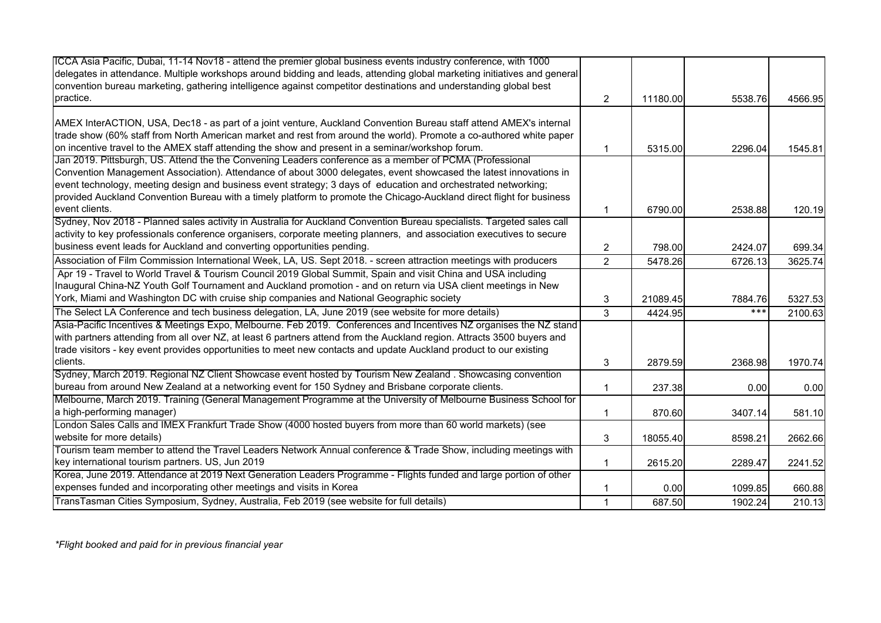| | | | | |
|---|---|---|---|---|
| ICCA Asia Pacific, Dubai, 11-14 Nov18 - attend the premier global business events industry conference, with 1000 delegates in attendance. Multiple workshops around bidding and leads, attending global marketing initiatives and general convention bureau marketing, gathering intelligence against competitor destinations and understanding global best practice. | 2 | 11180.00 | 5538.76 | 4566.95 |
| AMEX InterACTION, USA, Dec18 - as part of a joint venture, Auckland Convention Bureau staff attend AMEX's internal trade show (60% staff from North American market and rest from around the world). Promote a co-authored white paper on incentive travel to the AMEX staff attending the show and present in a seminar/workshop forum. | 1 | 5315.00 | 2296.04 | 1545.81 |
| Jan 2019. Pittsburgh, US. Attend the the Convening Leaders conference as a member of PCMA (Professional Convention Management Association). Attendance of about 3000 delegates, event showcased the latest innovations in event technology, meeting design and business event strategy; 3 days of education and orchestrated networking; provided Auckland Convention Bureau with a timely platform to promote the Chicago-Auckland direct flight for business event clients. | 1 | 6790.00 | 2538.88 | 120.19 |
| Sydney, Nov 2018 - Planned sales activity in Australia for Auckland Convention Bureau specialists. Targeted sales call activity to key professionals conference organisers, corporate meeting planners, and association executives to secure business event leads for Auckland and converting opportunities pending. | 2 | 798.00 | 2424.07 | 699.34 |
| Association of Film Commission International Week, LA, US. Sept 2018. - screen attraction meetings with producers | 2 | 5478.26 | 6726.13 | 3625.74 |
| Apr 19 - Travel to World Travel & Tourism Council 2019 Global Summit, Spain and visit China and USA including Inaugural China-NZ Youth Golf Tournament and Auckland promotion - and on return via USA client meetings in New York, Miami and Washington DC with cruise ship companies and National Geographic society | 3 | 21089.45 | 7884.76 | 5327.53 |
| The Select LA Conference and tech business delegation, LA, June 2019 (see website for more details) | 3 | 4424.95 | *** | 2100.63 |
| Asia-Pacific Incentives & Meetings Expo, Melbourne. Feb 2019. Conferences and Incentives NZ organises the NZ stand with partners attending from all over NZ, at least 6 partners attend from the Auckland region. Attracts 3500 buyers and trade visitors - key event provides opportunities to meet new contacts and update Auckland product to our existing clients. | 3 | 2879.59 | 2368.98 | 1970.74 |
| Sydney, March 2019. Regional NZ Client Showcase event hosted by Tourism New Zealand . Showcasing convention bureau from around New Zealand at a networking event for 150 Sydney and Brisbane corporate clients. | 1 | 237.38 | 0.00 | 0.00 |
| Melbourne, March 2019. Training (General Management Programme at the University of Melbourne Business School for a high-performing manager) | 1 | 870.60 | 3407.14 | 581.10 |
| London Sales Calls and IMEX Frankfurt Trade Show (4000 hosted buyers from more than 60 world markets) (see website for more details) | 3 | 18055.40 | 8598.21 | 2662.66 |
| Tourism team member to attend the Travel Leaders Network Annual conference & Trade Show, including meetings with key international tourism partners. US, Jun 2019 | 1 | 2615.20 | 2289.47 | 2241.52 |
| Korea, June 2019. Attendance at 2019 Next Generation Leaders Programme - Flights funded and large portion of other expenses funded and incorporating other meetings and visits in Korea | 1 | 0.00 | 1099.85 | 660.88 |
| TransTasman Cities Symposium, Sydney, Australia, Feb 2019 (see website for full details) | 1 | 687.50 | 1902.24 | 210.13 |

*\*Flight booked and paid for in previous financial year*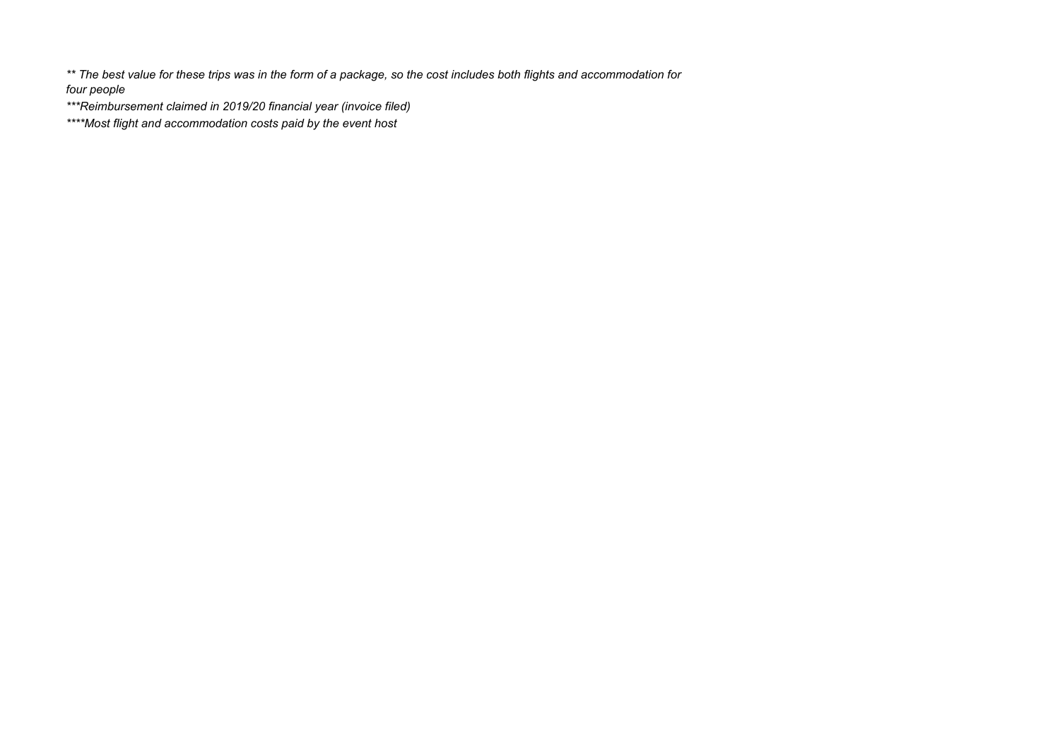*** The best value for these trips was in the form of a package, so the cost includes both flights and accommodation for four people*

****Reimbursement claimed in 2019/20 financial year (invoice filed)*

*****Most flight and accommodation costs paid by the event host*